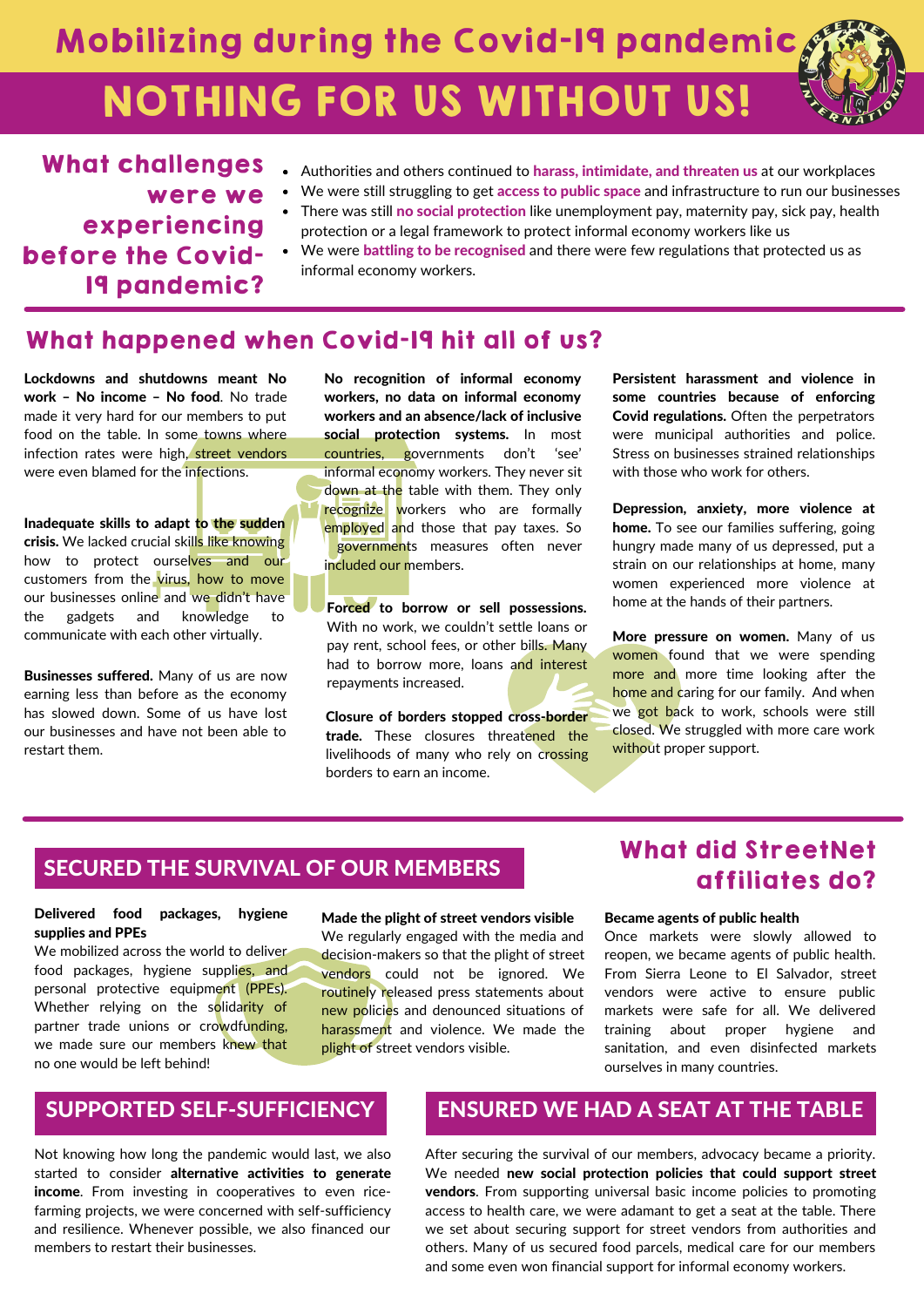# Mobilizing during the Covid-19 pandemic

# NOTHING FOR US WITHOUT US!

## What challenges were we experiencing before the Covid-19 pandemic?

- Authorities and others continued to **harass, intimidate, and threaten us** at our workplaces
- We were still struggling to get **access to public space** and infrastructure to run our businesses
- There was still **no social protection** like unemployment pay, maternity pay, sick pay, health protection or a legal framework to protect informal economy workers like us
- We were **battling to be recognised** and there were few regulations that protected us as informal economy workers.

## What happened when Covid-19 hit all of us?

**Lockdowns and shutdowns meant No work – No income – No food**. No trade made it very hard for our members to put food on the table. In some towns where infection rates were high, street vendors were even blamed for the infections.

**Inadequate skills to adapt to the sudden crisis.** We lacked crucial skills like knowing how to protect ourselves and our customers from the virus, how to move our businesses online and we didn't have the gadgets and knowledge to communicate with each other virtually.

**Businesses suffered.** Many of us are now earning less than before as the economy has slowed down. Some of us have lost our businesses and have not been able to restart them.

**No recognition of informal economy workers, no data on informal economy workers and an absence/lack of inclusive social protection systems.** In most countries, governments don't 'see' informal economy workers. They never sit down at the table with them. They only recognize workers who are formally employed and those that pay taxes. So governments measures often never included our members.

**Forced to borrow or sell possessions.** With no work, we couldn't settle loans or pay rent, school fees, or other bills. Many had to borrow more, loans and interest repayments increased.

**Closure of borders stopped cross-border trade.** These closures threatened the livelihoods of many who rely on crossing borders to earn an income.

**Persistent harassment and violence in some countries because of enforcing Covid regulations.** Often the perpetrators were municipal authorities and police. Stress on businesses strained relationships with those who work for others.

**Depression, anxiety, more violence at home.** To see our families suffering, going hungry made many of us depressed, put a strain on our relationships at home, many women experienced more violence at home at the hands of their partners.

**More pressure on women.** Many of us women found that we were spending more and more time looking after the home and caring for our family. And when we got back to work, schools were still closed. We struggled with more care work without proper support.

## What did StreetNet affiliates do?

### SECURED THE SURVIVAL OF OUR MEMBERS

**Delivered food packages, hygiene supplies and PPEs**
We mobilized across the world to deliver food packages, hygiene supplies, and personal protective equipment (PPEs). Whether relying on the solidarity of partner trade unions or crowdfunding, we made sure our members knew that no one would be left behind!

**Made the plight of street vendors visible**
We regularly engaged with the media and decision-makers so that the plight of street vendors could not be ignored. We routinely released press statements about new policies and denounced situations of harassment and violence. We made the plight of street vendors visible.

**Became agents of public health**
Once markets were slowly allowed to reopen, we became agents of public health. From Sierra Leone to El Salvador, street vendors were active to ensure public markets were safe for all. We delivered training about proper hygiene and sanitation, and even disinfected markets ourselves in many countries.

### SUPPORTED SELF-SUFFICIENCY

Not knowing how long the pandemic would last, we also started to consider **alternative activities to generate income**. From investing in cooperatives to even rice-farming projects, we were concerned with self-sufficiency and resilience. Whenever possible, we also financed our members to restart their businesses.

### ENSURED WE HAD A SEAT AT THE TABLE

After securing the survival of our members, advocacy became a priority. We needed **new social protection policies that could support street vendors**. From supporting universal basic income policies to promoting access to health care, we were adamant to get a seat at the table. There we set about securing support for street vendors from authorities and others. Many of us secured food parcels, medical care for our members and some even won financial support for informal economy workers.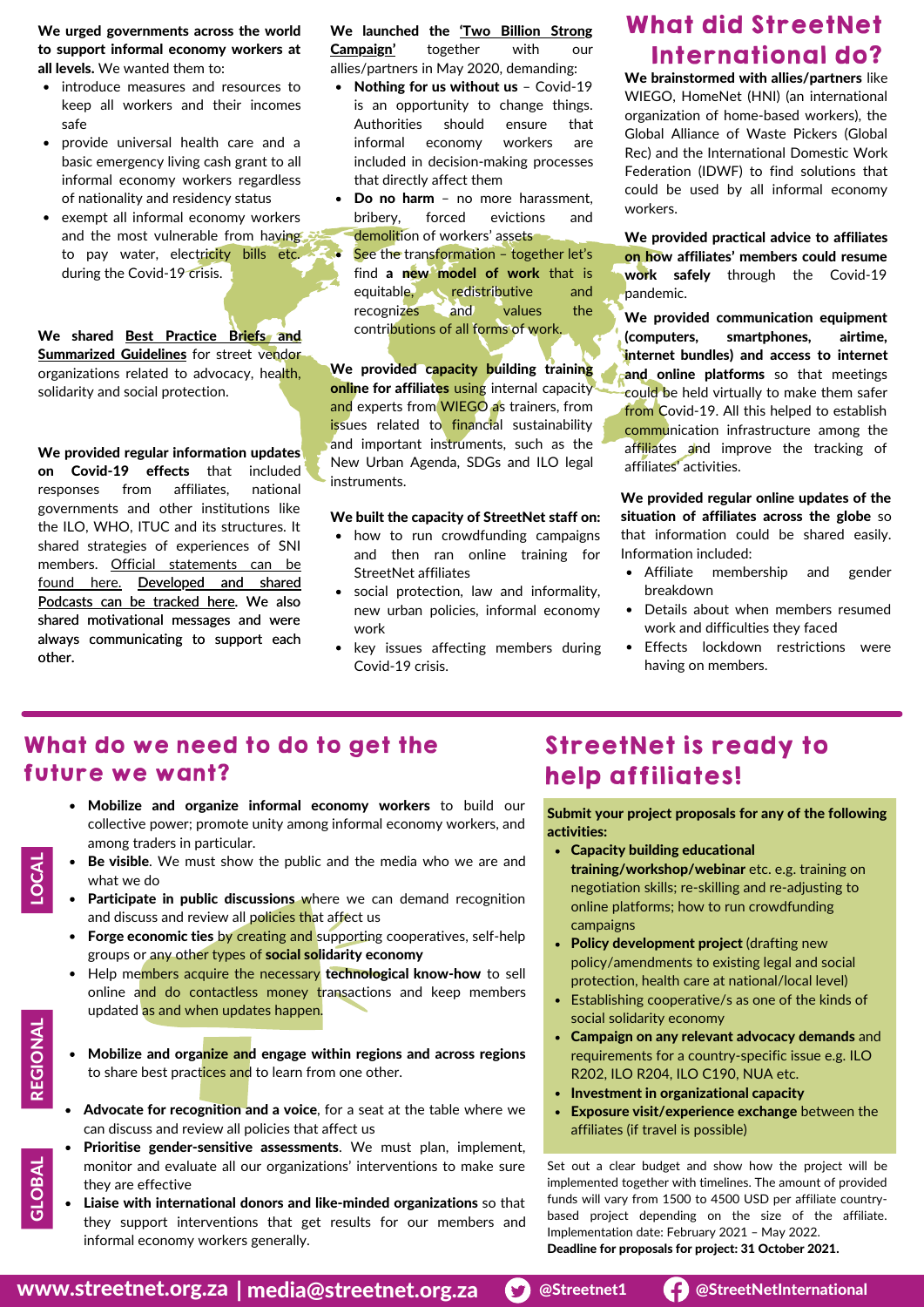We urged governments across the world to support informal economy workers at all levels. We wanted them to:

- introduce measures and resources to keep all workers and their incomes safe
- provide universal health care and a basic emergency living cash grant to all informal economy workers regardless of nationality and residency status
- exempt all informal economy workers and the most vulnerable from having to pay water, electricity bills etc. during the Covid-19 crisis.

**We shared Best Practice Briefs and Summarized Guidelines** for street vendor organizations related to advocacy, health, solidarity and social protection.

**We provided regular information updates on Covid-19 effects** that included responses from affiliates, national governments and other institutions like the ILO, WHO, ITUC and its structures. It shared strategies of experiences of SNI members. Official statements can be found here. Developed and shared Podcasts can be tracked here. **We also shared motivational messages and were always communicating to support each other.**

**We launched the 'Two Billion Strong Campaign'** together with our allies/partners in May 2020, demanding:

- **Nothing for us without us** – Covid-19 is an opportunity to change things. Authorities should ensure that informal economy workers are included in decision-making processes that directly affect them
- **Do no harm** – no more harassment, bribery, forced evictions and demolition of workers' assets
- See the transformation – together let's find **a new model of work** that is equitable, redistributive and recognizes and values the contributions of all forms of work.

**We provided capacity building training online for affiliates** using internal capacity and experts from WIEGO as trainers, from issues related to financial sustainability and important instruments, such as the New Urban Agenda, SDGs and ILO legal instruments.

**We built the capacity of StreetNet staff on:**

- how to run crowdfunding campaigns and then ran online training for StreetNet affiliates
- social protection, law and informality, new urban policies, informal economy work
- key issues affecting members during Covid-19 crisis.

# What did StreetNet International do?

**We brainstormed with allies/partners** like WIEGO, HomeNet (HNI) (an international organization of home-based workers), the Global Alliance of Waste Pickers (Global Rec) and the International Domestic Work Federation (IDWF) to find solutions that could be used by all informal economy workers.

**We provided practical advice to affiliates on how affiliates' members could resume work safely** through the Covid-19 pandemic.

**We provided communication equipment (computers, smartphones, airtime, internet bundles) and access to internet and online platforms** so that meetings could be held virtually to make them safer from Covid-19. All this helped to establish communication infrastructure among the affiliates and improve the tracking of affiliates' activities.

**We provided regular online updates of the situation of affiliates across the globe** so that information could be shared easily. Information included:

- Affiliate membership and gender breakdown
- Details about when members resumed work and difficulties they faced
- Effects lockdown restrictions were having on members.

# What do we need to do to get the future we want?

**LOCAL**

- **Mobilize and organize informal economy workers** to build our collective power; promote unity among informal economy workers, and among traders in particular.
- **Be visible**. We must show the public and the media who we are and what we do
- **Participate in public discussions** where we can demand recognition and discuss and review all policies that affect us
- **Forge economic ties** by creating and supporting cooperatives, self-help groups or any other types of **social solidarity economy**
- Help members acquire the necessary **technological know-how** to sell online and do contactless money transactions and keep members updated as and when updates happen.

**REGIONAL**

- **Mobilize and organize and engage within regions and across regions** to share best practices and to learn from one other.

**GLOBAL**

- **Advocate for recognition and a voice**, for a seat at the table where we can discuss and review all policies that affect us
- **Prioritise gender-sensitive assessments**. We must plan, implement, monitor and evaluate all our organizations' interventions to make sure they are effective
- **Liaise with international donors and like-minded organizations** so that they support interventions that get results for our members and informal economy workers generally.

# StreetNet is ready to help affiliates!

**Submit your project proposals for any of the following activities:**

- **Capacity building educational training/workshop/webinar** etc. e.g. training on negotiation skills; re-skilling and re-adjusting to online platforms; how to run crowdfunding campaigns
- **Policy development project** (drafting new policy/amendments to existing legal and social protection, health care at national/local level)
- Establishing cooperative/s as one of the kinds of social solidarity economy
- **Campaign on any relevant advocacy demands** and requirements for a country-specific issue e.g. ILO R202, ILO R204, ILO C190, NUA etc.
- **Investment in organizational capacity**
- **Exposure visit/experience exchange** between the affiliates (if travel is possible)

Set out a clear budget and show how the project will be implemented together with timelines. The amount of provided funds will vary from 1500 to 4500 USD per affiliate country-based project depending on the size of the affiliate. Implementation date: February 2021 – May 2022.
**Deadline for proposals for project: 31 October 2021.**

www.streetnet.org.za | media@streetnet.org.za @Streetnet1 @StreetNetInternational